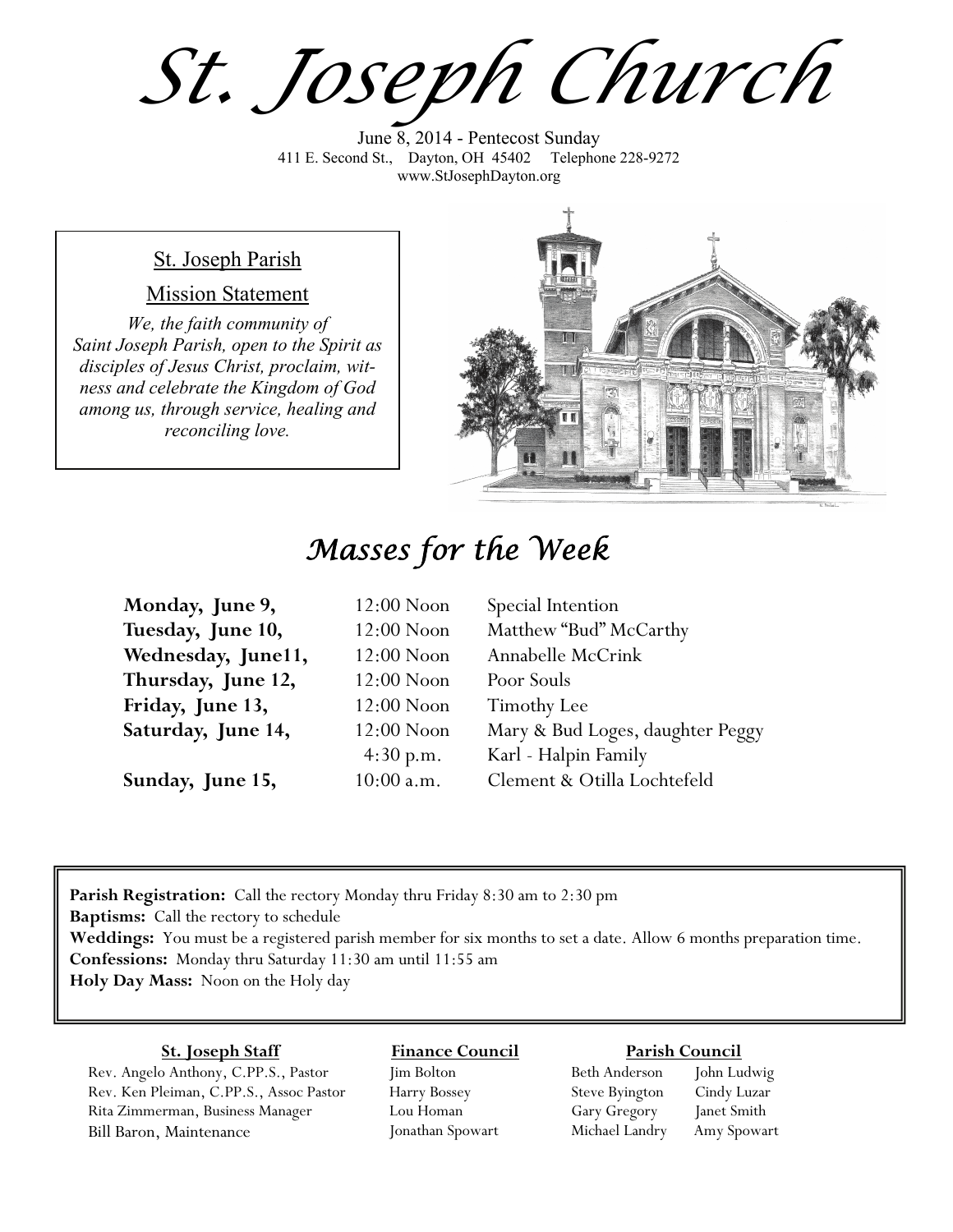# St. Joseph Church

June 8, 2014 - Pentecost Sunday
411 E. Second St., Dayton, OH 45402 Telephone 228-9272
www.StJosephDayton.org

## St. Joseph Parish

### Mission Statement

*We, the faith community of Saint Joseph Parish, open to the Spirit as disciples of Jesus Christ, proclaim, witness and celebrate the Kingdom of God among us, through service, healing and reconciling love.*

## *Masses for the Week*

| | | |
|---|---|---|
| **Monday, June 9,** | 12:00 Noon | Special Intention |
| **Tuesday, June 10,** | 12:00 Noon | Matthew "Bud" McCarthy |
| **Wednesday, June11,** | 12:00 Noon | Annabelle McCrink |
| **Thursday, June 12,** | 12:00 Noon | Poor Souls |
| **Friday, June 13,** | 12:00 Noon | Timothy Lee |
| **Saturday, June 14,** | 12:00 Noon | Mary & Bud Loges, daughter Peggy |
| | 4:30 p.m. | Karl - Halpin Family |
| **Sunday, June 15,** | 10:00 a.m. | Clement & Otilla Lochtefeld |

**Parish Registration:** Call the rectory Monday thru Friday 8:30 am to 2:30 pm
**Baptisms:** Call the rectory to schedule
**Weddings:** You must be a registered parish member for six months to set a date. Allow 6 months preparation time.
**Confessions:** Monday thru Saturday 11:30 am until 11:55 am
**Holy Day Mass:** Noon on the Holy day

**St. Joseph Staff**

Rev. Angelo Anthony, C.PP.S., Pastor
Rev. Ken Pleiman, C.PP.S., Assoc Pastor
Rita Zimmerman, Business Manager
Bill Baron, Maintenance

**Finance Council**

Jim Bolton
Harry Bossey
Lou Homan
Jonathan Spowart

**Parish Council**

Beth Anderson
Steve Byington
Gary Gregory
Michael Landry
John Ludwig
Cindy Luzar
Janet Smith
Amy Spowart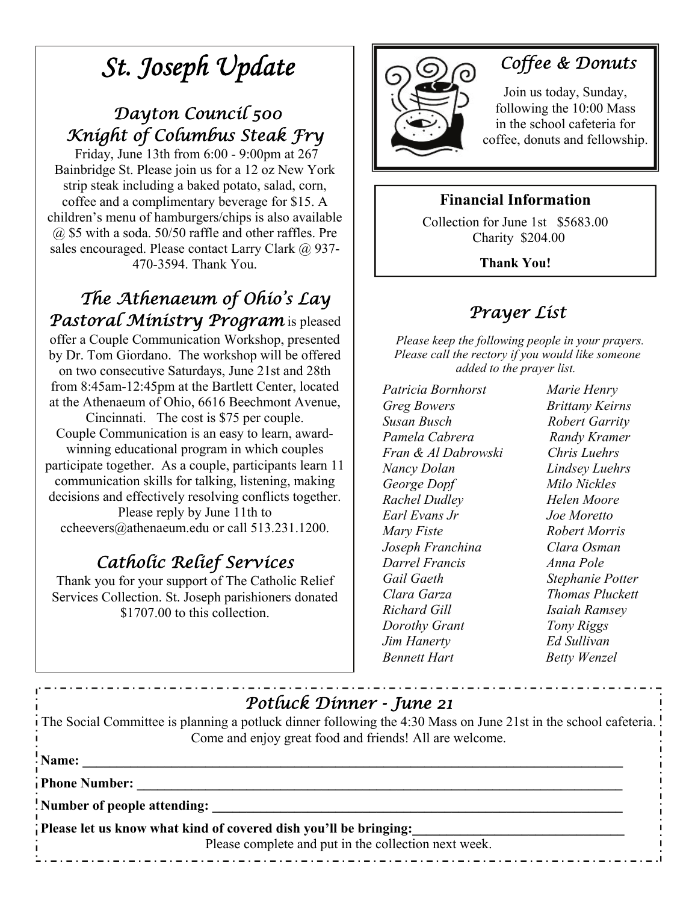# St. Joseph Update

## Dayton Council 500 Knight of Columbus Steak Fry

Friday, June 13th from 6:00 - 9:00pm at 267 Bainbridge St. Please join us for a 12 oz New York strip steak including a baked potato, salad, corn, coffee and a complimentary beverage for $15. A children's menu of hamburgers/chips is also available @ $5 with a soda. 50/50 raffle and other raffles. Pre sales encouraged. Please contact Larry Clark @ 937-470-3594. Thank You.

## The Athenaeum of Ohio's Lay Pastoral Ministry Program

*The Athenaeum of Ohio's Lay Pastoral Ministry Program* is pleased offer a Couple Communication Workshop, presented by Dr. Tom Giordano. The workshop will be offered on two consecutive Saturdays, June 21st and 28th from 8:45am-12:45pm at the Bartlett Center, located at the Athenaeum of Ohio, 6616 Beechmont Avenue, Cincinnati. The cost is $75 per couple. Couple Communication is an easy to learn, award-winning educational program in which couples participate together. As a couple, participants learn 11 communication skills for talking, listening, making decisions and effectively resolving conflicts together. Please reply by June 11th to ccheevers@athenaeum.edu or call 513.231.1200.

## Catholic Relief Services

Thank you for your support of The Catholic Relief Services Collection. St. Joseph parishioners donated $1707.00 to this collection.

## Coffee & Donuts

Join us today, Sunday, following the 10:00 Mass in the school cafeteria for coffee, donuts and fellowship.

## Financial Information

Collection for June 1st $5683.00
Charity $204.00

**Thank You!**

## Prayer List

*Please keep the following people in your prayers. Please call the rectory if you would like someone added to the prayer list.*

*Patricia Bornhorst*
*Greg Bowers*
*Susan Busch*
*Pamela Cabrera*
*Fran & Al Dabrowski*
*Nancy Dolan*
*George Dopf*
*Rachel Dudley*
*Earl Evans Jr*
*Mary Fiste*
*Joseph Franchina*
*Darrel Francis*
*Gail Gaeth*
*Clara Garza*
*Richard Gill*
*Dorothy Grant*
*Jim Hanerty*
*Bennett Hart*
*Marie Henry*
*Brittany Keirns*
*Robert Garrity*
*Randy Kramer*
*Chris Luehrs*
*Lindsey Luehrs*
*Milo Nickles*
*Helen Moore*
*Joe Moretto*
*Robert Morris*
*Clara Osman*
*Anna Pole*
*Stephanie Potter*
*Thomas Pluckett*
*Isaiah Ramsey*
*Tony Riggs*
*Ed Sullivan*
*Betty Wenzel*

## Potluck Dinner - June 21

The Social Committee is planning a potluck dinner following the 4:30 Mass on June 21st in the school cafeteria. Come and enjoy great food and friends! All are welcome.

**Name:** ______________________________

**Phone Number:** ______________________________

**Number of people attending:** ______________________________

**Please let us know what kind of covered dish you'll be bringing:**______________________________

Please complete and put in the collection next week.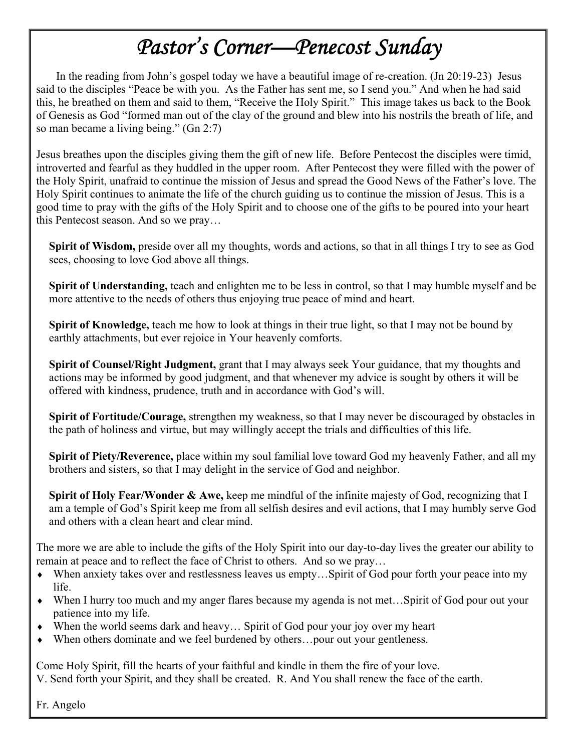# *Pastor's Corner—Penecost Sunday*

In the reading from John's gospel today we have a beautiful image of re-creation. (Jn 20:19-23) Jesus said to the disciples "Peace be with you. As the Father has sent me, so I send you." And when he had said this, he breathed on them and said to them, "Receive the Holy Spirit." This image takes us back to the Book of Genesis as God "formed man out of the clay of the ground and blew into his nostrils the breath of life, and so man became a living being." (Gn 2:7)

Jesus breathes upon the disciples giving them the gift of new life. Before Pentecost the disciples were timid, introverted and fearful as they huddled in the upper room. After Pentecost they were filled with the power of the Holy Spirit, unafraid to continue the mission of Jesus and spread the Good News of the Father's love. The Holy Spirit continues to animate the life of the church guiding us to continue the mission of Jesus. This is a good time to pray with the gifts of the Holy Spirit and to choose one of the gifts to be poured into your heart this Pentecost season. And so we pray…

**Spirit of Wisdom,** preside over all my thoughts, words and actions, so that in all things I try to see as God sees, choosing to love God above all things.

**Spirit of Understanding,** teach and enlighten me to be less in control, so that I may humble myself and be more attentive to the needs of others thus enjoying true peace of mind and heart.

**Spirit of Knowledge,** teach me how to look at things in their true light, so that I may not be bound by earthly attachments, but ever rejoice in Your heavenly comforts.

**Spirit of Counsel/Right Judgment,** grant that I may always seek Your guidance, that my thoughts and actions may be informed by good judgment, and that whenever my advice is sought by others it will be offered with kindness, prudence, truth and in accordance with God's will.

**Spirit of Fortitude/Courage,** strengthen my weakness, so that I may never be discouraged by obstacles in the path of holiness and virtue, but may willingly accept the trials and difficulties of this life.

**Spirit of Piety/Reverence,** place within my soul familial love toward God my heavenly Father, and all my brothers and sisters, so that I may delight in the service of God and neighbor.

**Spirit of Holy Fear/Wonder & Awe,** keep me mindful of the infinite majesty of God, recognizing that I am a temple of God's Spirit keep me from all selfish desires and evil actions, that I may humbly serve God and others with a clean heart and clear mind.

The more we are able to include the gifts of the Holy Spirit into our day-to-day lives the greater our ability to remain at peace and to reflect the face of Christ to others. And so we pray…

- When anxiety takes over and restlessness leaves us empty…Spirit of God pour forth your peace into my life.
- When I hurry too much and my anger flares because my agenda is not met…Spirit of God pour out your patience into my life.
- When the world seems dark and heavy… Spirit of God pour your joy over my heart
- When others dominate and we feel burdened by others…pour out your gentleness.

Come Holy Spirit, fill the hearts of your faithful and kindle in them the fire of your love.
V. Send forth your Spirit, and they shall be created. R. And You shall renew the face of the earth.

Fr. Angelo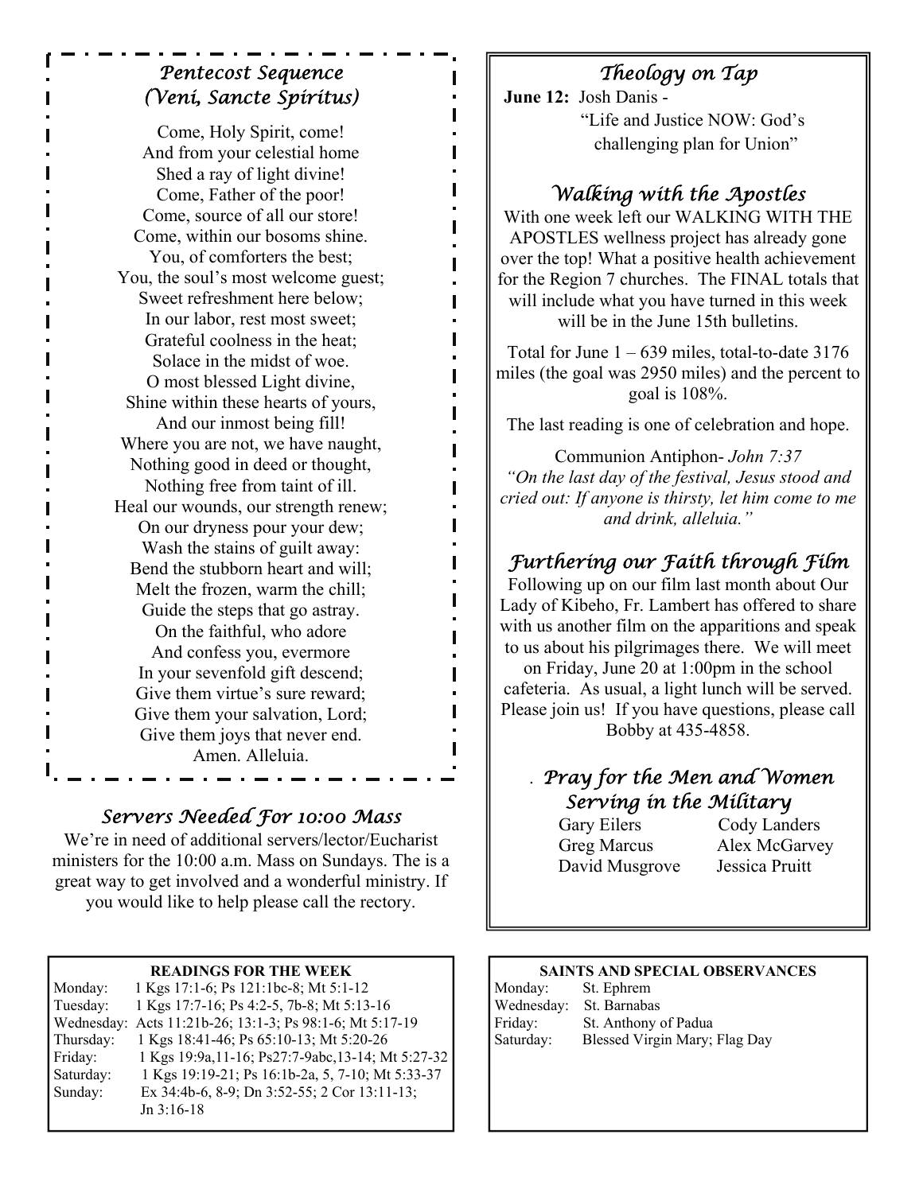## *Pentecost Sequence (Veni, Sancte Spiritus)*

Come, Holy Spirit, come!
And from your celestial home
Shed a ray of light divine!
Come, Father of the poor!
Come, source of all our store!
Come, within our bosoms shine.
You, of comforters the best;
You, the soul's most welcome guest;
Sweet refreshment here below;
In our labor, rest most sweet;
Grateful coolness in the heat;
Solace in the midst of woe.
O most blessed Light divine,
Shine within these hearts of yours,
And our inmost being fill!
Where you are not, we have naught,
Nothing good in deed or thought,
Nothing free from taint of ill.
Heal our wounds, our strength renew;
On our dryness pour your dew;
Wash the stains of guilt away:
Bend the stubborn heart and will;
Melt the frozen, warm the chill;
Guide the steps that go astray.
On the faithful, who adore
And confess you, evermore
In your sevenfold gift descend;
Give them virtue's sure reward;
Give them your salvation, Lord;
Give them joys that never end.
Amen. Alleluia.

## *Servers Needed For 10:00 Mass*

We're in need of additional servers/lector/Eucharist ministers for the 10:00 a.m. Mass on Sundays. The is a great way to get involved and a wonderful ministry. If you would like to help please call the rectory.

## *Theology on Tap*

**June 12:** Josh Danis - "Life and Justice NOW: God's challenging plan for Union"

## *Walking with the Apostles*

With one week left our WALKING WITH THE APOSTLES wellness project has already gone over the top! What a positive health achievement for the Region 7 churches. The FINAL totals that will include what you have turned in this week will be in the June 15th bulletins.

Total for June 1 – 639 miles, total-to-date 3176 miles (the goal was 2950 miles) and the percent to goal is 108%.

The last reading is one of celebration and hope.

Communion Antiphon- *John 7:37*
*"On the last day of the festival, Jesus stood and cried out: If anyone is thirsty, let him come to me and drink, alleluia."*

## *Furthering our Faith through Film*

Following up on our film last month about Our Lady of Kibeho, Fr. Lambert has offered to share with us another film on the apparitions and speak to us about his pilgrimages there. We will meet on Friday, June 20 at 1:00pm in the school cafeteria. As usual, a light lunch will be served. Please join us! If you have questions, please call Bobby at 435-4858.

## *Pray for the Men and Women Serving in the Military*

| | |
|---|---|
| Gary Eilers | Cody Landers |
| Greg Marcus | Alex McGarvey |
| David Musgrove | Jessica Pruitt |

### READINGS FOR THE WEEK

| | |
|---|---|
| Monday: | 1 Kgs 17:1-6; Ps 121:1bc-8; Mt 5:1-12 |
| Tuesday: | 1 Kgs 17:7-16; Ps 4:2-5, 7b-8; Mt 5:13-16 |
| Wednesday: | Acts 11:21b-26; 13:1-3; Ps 98:1-6; Mt 5:17-19 |
| Thursday: | 1 Kgs 18:41-46; Ps 65:10-13; Mt 5:20-26 |
| Friday: | 1 Kgs 19:9a,11-16; Ps27:7-9abc,13-14; Mt 5:27-32 |
| Saturday: | 1 Kgs 19:19-21; Ps 16:1b-2a, 5, 7-10; Mt 5:33-37 |
| Sunday: | Ex 34:4b-6, 8-9; Dn 3:52-55; 2 Cor 13:11-13; Jn 3:16-18 |

### SAINTS AND SPECIAL OBSERVANCES

| | |
|---|---|
| Monday: | St. Ephrem |
| Wednesday: | St. Barnabas |
| Friday: | St. Anthony of Padua |
| Saturday: | Blessed Virgin Mary; Flag Day |